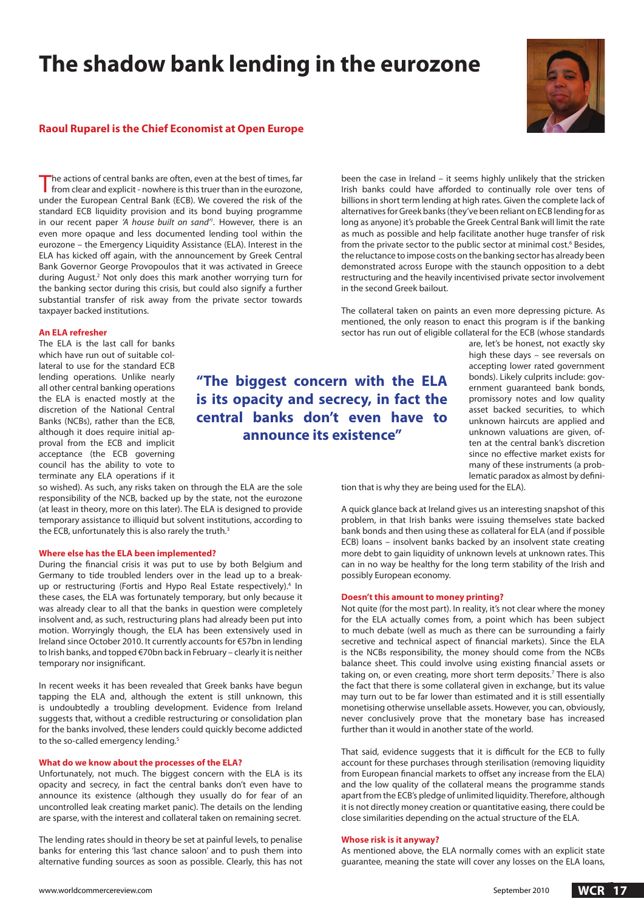# The shadow bank lending in the eurozone

**Raoul Ruparel is the Chief Economist at Open Europe**

The actions of central banks are often, even at the best of times, far from clear and explicit - nowhere is this truer than in the eurozone, under the European Central Bank (ECB). We covered the risk of the standard ECB liquidity provision and its bond buying programme in our recent paper *'A house built on sand'*[1]. However, there is an even more opaque and less documented lending tool within the eurozone – the Emergency Liquidity Assistance (ELA). Interest in the ELA has kicked off again, with the announcement by Greek Central Bank Governor George Provopoulos that it was activated in Greece during August.[2] Not only does this mark another worrying turn for the banking sector during this crisis, but could also signify a further substantial transfer of risk away from the private sector towards taxpayer backed institutions.

### An ELA refresher

The ELA is the last call for banks which have run out of suitable collateral to use for the standard ECB lending operations. Unlike nearly all other central banking operations the ELA is enacted mostly at the discretion of the National Central Banks (NCBs), rather than the ECB, although it does require initial approval from the ECB and implicit acceptance (the ECB governing council has the ability to vote to terminate any ELA operations if it so wished). As such, any risks taken on through the ELA are the sole responsibility of the NCB, backed up by the state, not the eurozone (at least in theory, more on this later). The ELA is designed to provide temporary assistance to illiquid but solvent institutions, according to the ECB, unfortunately this is also rarely the truth.[3]

**"The biggest concern with the ELA is its opacity and secrecy, in fact the central banks don't even have to announce its existence"**

### Where else has the ELA been implemented?

During the financial crisis it was put to use by both Belgium and Germany to tide troubled lenders over in the lead up to a break-up or restructuring (Fortis and Hypo Real Estate respectively).[4] In these cases, the ELA was fortunately temporary, but only because it was already clear to all that the banks in question were completely insolvent and, as such, restructuring plans had already been put into motion. Worryingly though, the ELA has been extensively used in Ireland since October 2010. It currently accounts for €57bn in lending to Irish banks, and topped €70bn back in February – clearly it is neither temporary nor insignificant.

In recent weeks it has been revealed that Greek banks have begun tapping the ELA and, although the extent is still unknown, this is undoubtedly a troubling development. Evidence from Ireland suggests that, without a credible restructuring or consolidation plan for the banks involved, these lenders could quickly become addicted to the so-called emergency lending.[5]

### What do we know about the processes of the ELA?

Unfortunately, not much. The biggest concern with the ELA is its opacity and secrecy, in fact the central banks don't even have to announce its existence (although they usually do for fear of an uncontrolled leak creating market panic). The details on the lending are sparse, with the interest and collateral taken on remaining secret.

The lending rates should in theory be set at painful levels, to penalise banks for entering this 'last chance saloon' and to push them into alternative funding sources as soon as possible. Clearly, this has not been the case in Ireland – it seems highly unlikely that the stricken Irish banks could have afforded to continually role over tens of billions in short term lending at high rates. Given the complete lack of alternatives for Greek banks (they've been reliant on ECB lending for as long as anyone) it's probable the Greek Central Bank will limit the rate as much as possible and help facilitate another huge transfer of risk from the private sector to the public sector at minimal cost.[6] Besides, the reluctance to impose costs on the banking sector has already been demonstrated across Europe with the staunch opposition to a debt restructuring and the heavily incentivised private sector involvement in the second Greek bailout.

The collateral taken on paints an even more depressing picture. As mentioned, the only reason to enact this program is if the banking sector has run out of eligible collateral for the ECB (whose standards are, let's be honest, not exactly sky high these days – see reversals on accepting lower rated government bonds). Likely culprits include: government guaranteed bank bonds, promissory notes and low quality asset backed securities, to which unknown haircuts are applied and unknown valuations are given, often at the central bank's discretion since no effective market exists for many of these instruments (a problematic paradox as almost by definition that is why they are being used for the ELA).

A quick glance back at Ireland gives us an interesting snapshot of this problem, in that Irish banks were issuing themselves state backed bank bonds and then using these as collateral for ELA (and if possible ECB) loans – insolvent banks backed by an insolvent state creating more debt to gain liquidity of unknown levels at unknown rates. This can in no way be healthy for the long term stability of the Irish and possibly European economy.

### Doesn't this amount to money printing?

Not quite (for the most part). In reality, it's not clear where the money for the ELA actually comes from, a point which has been subject to much debate (well as much as there can be surrounding a fairly secretive and technical aspect of financial markets). Since the ELA is the NCBs responsibility, the money should come from the NCBs balance sheet. This could involve using existing financial assets or taking on, or even creating, more short term deposits.[7] There is also the fact that there is some collateral given in exchange, but its value may turn out to be far lower than estimated and it is still essentially monetising otherwise unsellable assets. However, you can, obviously, never conclusively prove that the monetary base has increased further than it would in another state of the world.

That said, evidence suggests that it is difficult for the ECB to fully account for these purchases through sterilisation (removing liquidity from European financial markets to offset any increase from the ELA) and the low quality of the collateral means the programme stands apart from the ECB's pledge of unlimited liquidity. Therefore, although it is not directly money creation or quantitative easing, there could be close similarities depending on the actual structure of the ELA.

### Whose risk is it anyway?

As mentioned above, the ELA normally comes with an explicit state guarantee, meaning the state will cover any losses on the ELA loans,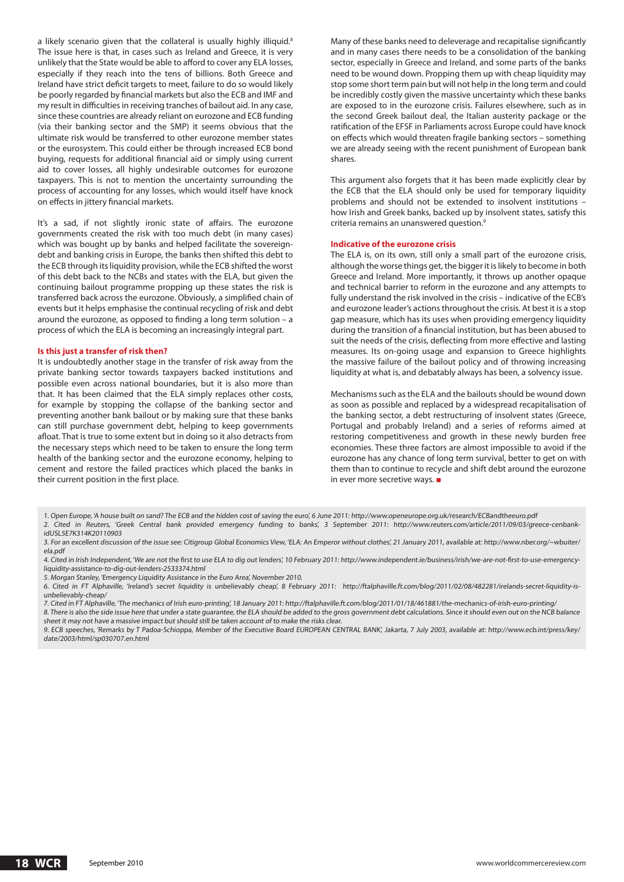a likely scenario given that the collateral is usually highly illiquid.[8] The issue here is that, in cases such as Ireland and Greece, it is very unlikely that the State would be able to afford to cover any ELA losses, especially if they reach into the tens of billions. Both Greece and Ireland have strict deficit targets to meet, failure to do so would likely be poorly regarded by financial markets but also the ECB and IMF and my result in difficulties in receiving tranches of bailout aid. In any case, since these countries are already reliant on eurozone and ECB funding (via their banking sector and the SMP) it seems obvious that the ultimate risk would be transferred to other eurozone member states or the eurosystem. This could either be through increased ECB bond buying, requests for additional financial aid or simply using current aid to cover losses, all highly undesirable outcomes for eurozone taxpayers. This is not to mention the uncertainty surrounding the process of accounting for any losses, which would itself have knock on effects in jittery financial markets.

It's a sad, if not slightly ironic state of affairs. The eurozone governments created the risk with too much debt (in many cases) which was bought up by banks and helped facilitate the sovereign-debt and banking crisis in Europe, the banks then shifted this debt to the ECB through its liquidity provision, while the ECB shifted the worst of this debt back to the NCBs and states with the ELA, but given the continuing bailout programme propping up these states the risk is transferred back across the eurozone. Obviously, a simplified chain of events but it helps emphasise the continual recycling of risk and debt around the eurozone, as opposed to finding a long term solution – a process of which the ELA is becoming an increasingly integral part.

### Is this just a transfer of risk then?

It is undoubtedly another stage in the transfer of risk away from the private banking sector towards taxpayers backed institutions and possible even across national boundaries, but it is also more than that. It has been claimed that the ELA simply replaces other costs, for example by stopping the collapse of the banking sector and preventing another bank bailout or by making sure that these banks can still purchase government debt, helping to keep governments afloat. That is true to some extent but in doing so it also detracts from the necessary steps which need to be taken to ensure the long term health of the banking sector and the eurozone economy, helping to cement and restore the failed practices which placed the banks in their current position in the first place.

Many of these banks need to deleverage and recapitalise significantly and in many cases there needs to be a consolidation of the banking sector, especially in Greece and Ireland, and some parts of the banks need to be wound down. Propping them up with cheap liquidity may stop some short term pain but will not help in the long term and could be incredibly costly given the massive uncertainty which these banks are exposed to in the eurozone crisis. Failures elsewhere, such as in the second Greek bailout deal, the Italian austerity package or the ratification of the EFSF in Parliaments across Europe could have knock on effects which would threaten fragile banking sectors – something we are already seeing with the recent punishment of European bank shares.

This argument also forgets that it has been made explicitly clear by the ECB that the ELA should only be used for temporary liquidity problems and should not be extended to insolvent institutions – how Irish and Greek banks, backed up by insolvent states, satisfy this criteria remains an unanswered question.[9]

### Indicative of the eurozone crisis

The ELA is, on its own, still only a small part of the eurozone crisis, although the worse things get, the bigger it is likely to become in both Greece and Ireland. More importantly, it throws up another opaque and technical barrier to reform in the eurozone and any attempts to fully understand the risk involved in the crisis – indicative of the ECB's and eurozone leader's actions throughout the crisis. At best it is a stop gap measure, which has its uses when providing emergency liquidity during the transition of a financial institution, but has been abused to suit the needs of the crisis, deflecting from more effective and lasting measures. Its on-going usage and expansion to Greece highlights the massive failure of the bailout policy and of throwing increasing liquidity at what is, and debatably always has been, a solvency issue.

Mechanisms such as the ELA and the bailouts should be wound down as soon as possible and replaced by a widespread recapitalisation of the banking sector, a debt restructuring of insolvent states (Greece, Portugal and probably Ireland) and a series of reforms aimed at restoring competitiveness and growth in these newly burden free economies. These three factors are almost impossible to avoid if the eurozone has any chance of long term survival, better to get on with them than to continue to recycle and shift debt around the eurozone in ever more secretive ways. ■

*1. Open Europe, 'A house built on sand? The ECB and the hidden cost of saving the euro', 6 June 2011: http://www.openeurope.org.uk/research/ECBandtheeuro.pdf*

*2. Cited in Reuters, 'Greek Central bank provided emergency funding to banks', 3 September 2011: http://www.reuters.com/article/2011/09/03/greece-cenbank-idUSL5E7K314K20110903*

*3. For an excellent discussion of the issue see: Citigroup Global Economics View, 'ELA: An Emperor without clothes', 21 January 2011, available at: http://www.nber.org/~wbuiter/ela.pdf*

*4. Cited in Irish Independent, 'We are not the first to use ELA to dig out lenders', 10 February 2011: http://www.independent.ie/business/irish/we-are-not-first-to-use-emergency-liquidity-assistance-to-dig-out-lenders-2533374.html*

*5. Morgan Stanley, 'Emergency Liquidity Assistance in the Euro Area', November 2010.*

*6. Cited in FT Alphaville, 'Ireland's secret liquidity is unbelievably cheap', 8 February 2011: http://ftalphaville.ft.com/blog/2011/02/08/482281/irelands-secret-liquidity-is-unbelievably-cheap/*

*7. Cited in FT Alphaville, 'The mechanics of Irish euro-printing', 18 January 2011: http://ftalphaville.ft.com/blog/2011/01/18/461881/the-mechanics-of-irish-euro-printing/*

*8. There is also the side issue here that under a state guarantee, the ELA should be added to the gross government debt calculations. Since it should even out on the NCB balance sheet it may not have a massive impact but should still be taken account of to make the risks clear.*

*9. ECB speeches, 'Remarks by T Padoa-Schioppa, Member of the Executive Board EUROPEAN CENTRAL BANK', Jakarta, 7 July 2003, available at: http://www.ecb.int/press/key/date/2003/html/sp030707.en.html*